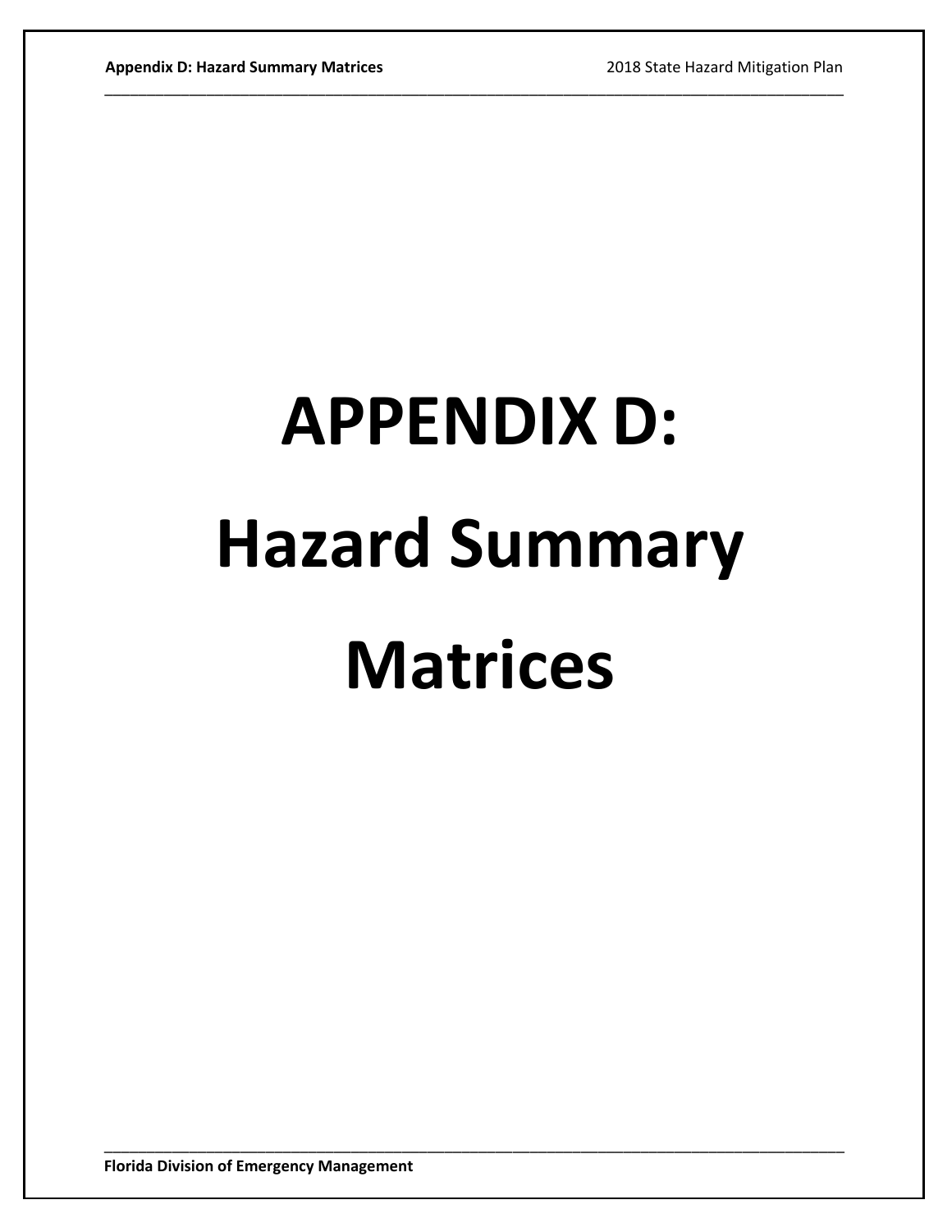# APPENDIX D:

# Hazard Summary Matrices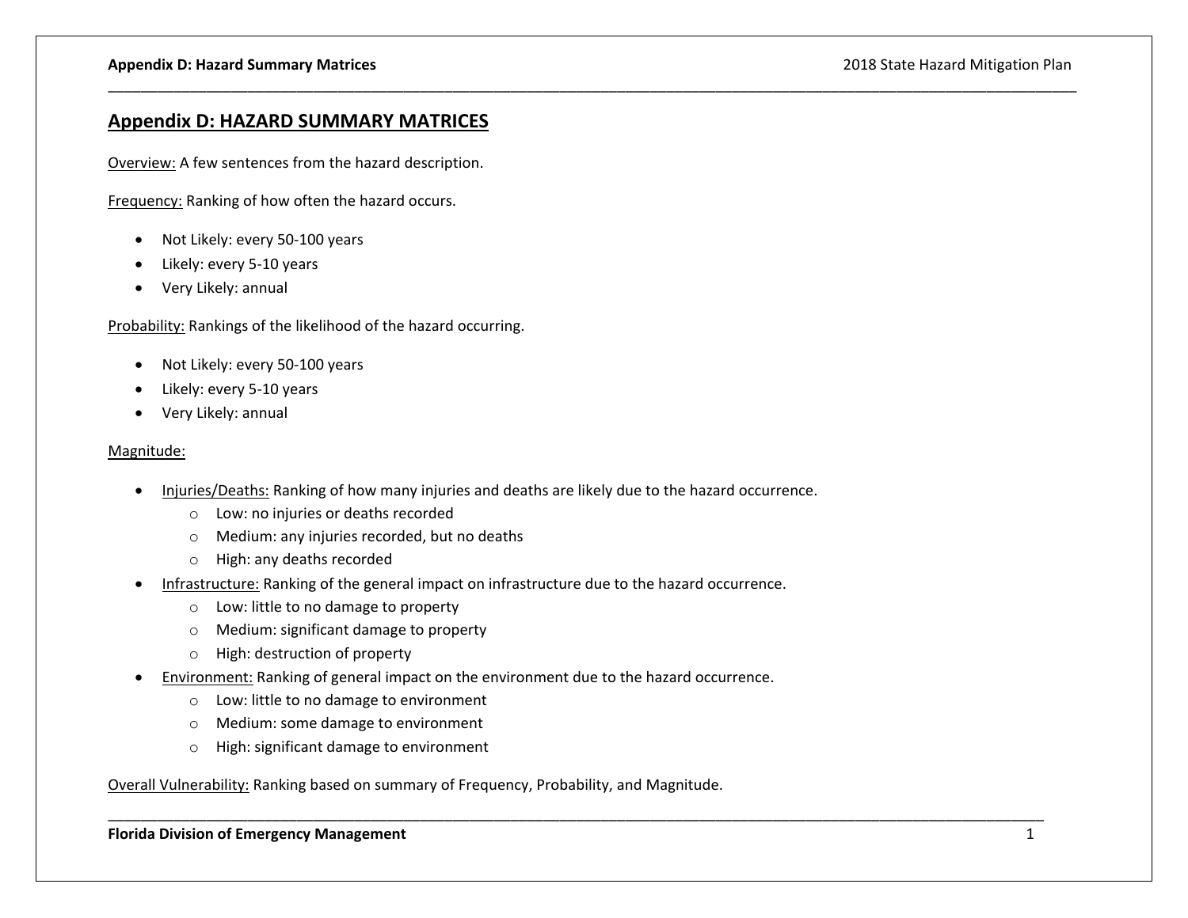## Appendix D: HAZARD SUMMARY MATRICES

Overview: A few sentences from the hazard description.

Frequency: Ranking of how often the hazard occurs.

- Not Likely: every 50-100 years
- Likely: every 5-10 years
- Very Likely: annual

Probability: Rankings of the likelihood of the hazard occurring.

- Not Likely: every 50-100 years
- Likely: every 5-10 years
- Very Likely: annual

Magnitude:

- Injuries/Deaths: Ranking of how many injuries and deaths are likely due to the hazard occurrence.
  - Low: no injuries or deaths recorded
  - Medium: any injuries recorded, but no deaths
  - High: any deaths recorded
- Infrastructure: Ranking of the general impact on infrastructure due to the hazard occurrence.
  - Low: little to no damage to property
  - Medium: significant damage to property
  - High: destruction of property
- Environment: Ranking of general impact on the environment due to the hazard occurrence.
  - Low: little to no damage to environment
  - Medium: some damage to environment
  - High: significant damage to environment

Overall Vulnerability: Ranking based on summary of Frequency, Probability, and Magnitude.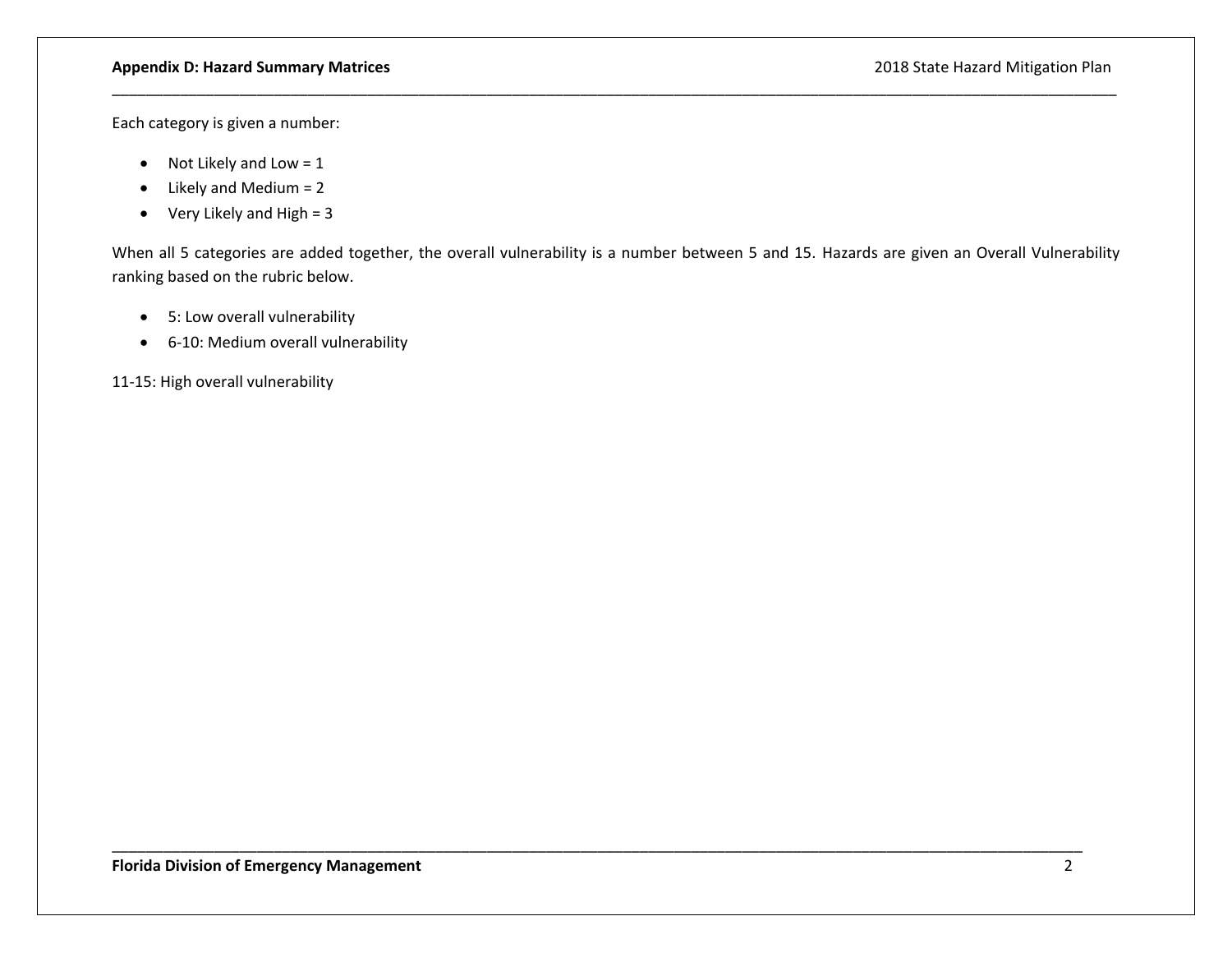Each category is given a number:

- Not Likely and Low = 1
- Likely and Medium = 2
- Very Likely and High = 3

When all 5 categories are added together, the overall vulnerability is a number between 5 and 15. Hazards are given an Overall Vulnerability ranking based on the rubric below.

- 5: Low overall vulnerability
- 6-10: Medium overall vulnerability

11-15: High overall vulnerability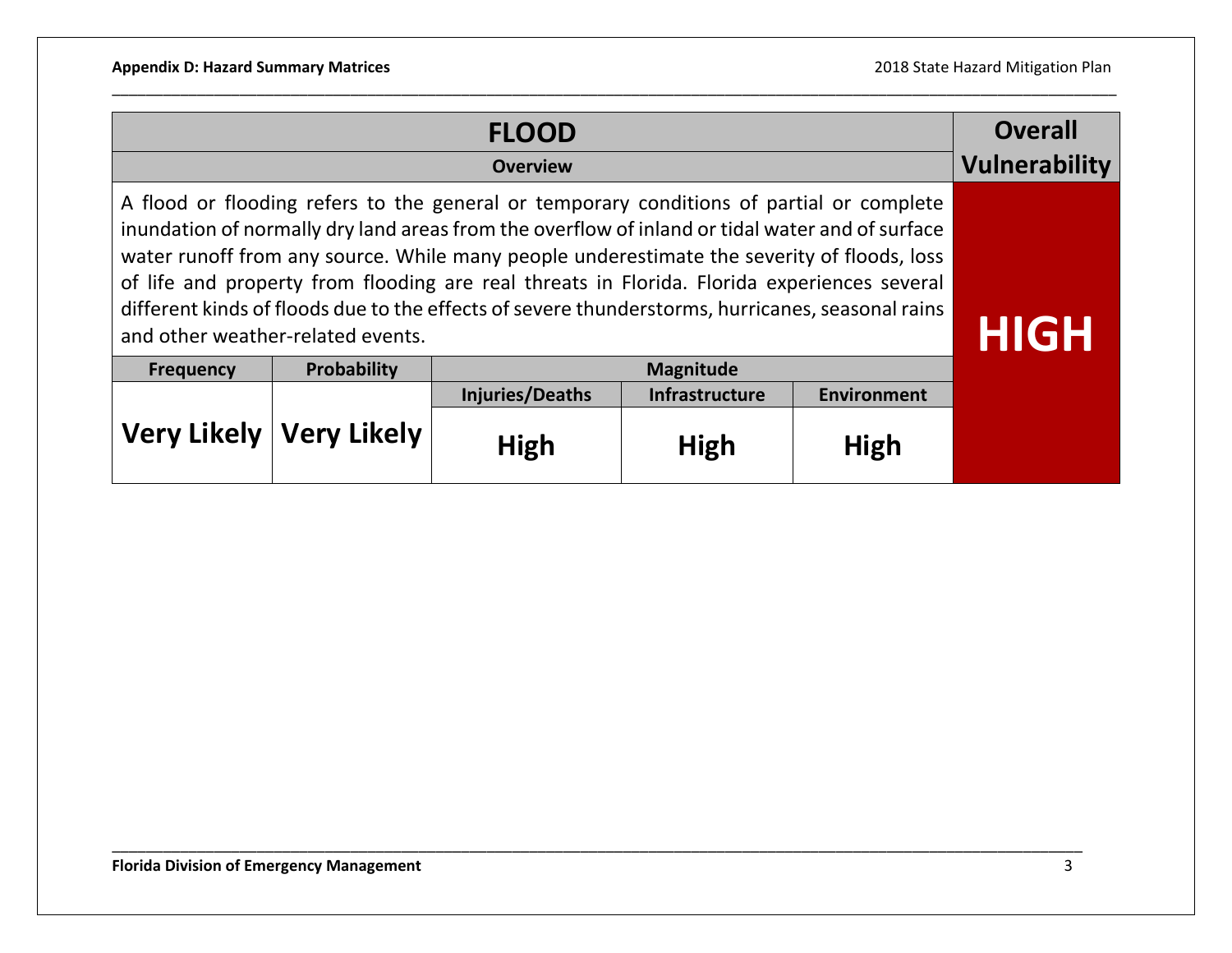| FLOOD | | | | | Overall Vulnerability |
|---|---|---|---|---|---|
| **Overview** | | | | | |
| A flood or flooding refers to the general or temporary conditions of partial or complete inundation of normally dry land areas from the overflow of inland or tidal water and of surface water runoff from any source. While many people underestimate the severity of floods, loss of life and property from flooding are real threats in Florida. Florida experiences several different kinds of floods due to the effects of severe thunderstorms, hurricanes, seasonal rains and other weather-related events. | | | | | **HIGH** |
| **Frequency** | **Probability** | **Magnitude** | | | |
| | | **Injuries/Deaths** | **Infrastructure** | **Environment** | |
| **Very Likely** | **Very Likely** | **High** | **High** | **High** | |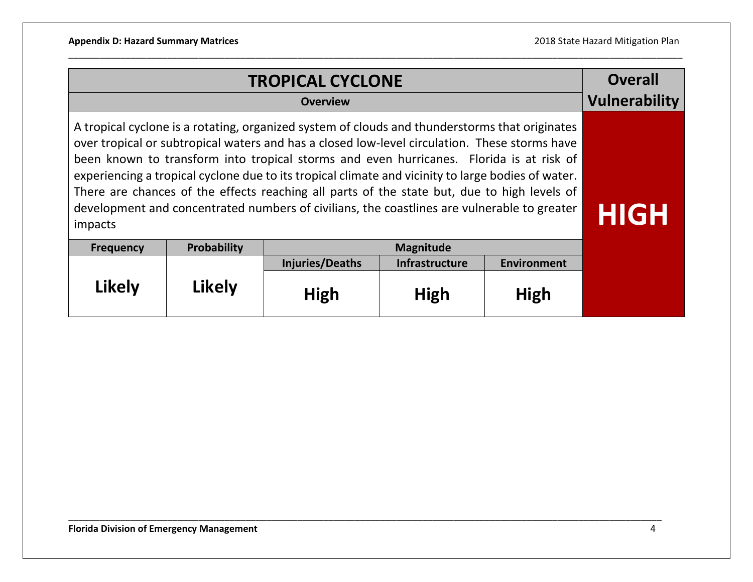# TROPICAL CYCLONE

| **TROPICAL CYCLONE** | | | | | **Overall Vulnerability** |
|---|---|---|---|---|---|
| **Overview** | | | | | |
| A tropical cyclone is a rotating, organized system of clouds and thunderstorms that originates over tropical or subtropical waters and has a closed low-level circulation. These storms have been known to transform into tropical storms and even hurricanes. Florida is at risk of experiencing a tropical cyclone due to its tropical climate and vicinity to large bodies of water. There are chances of the effects reaching all parts of the state but, due to high levels of development and concentrated numbers of civilians, the coastlines are vulnerable to greater impacts | | | | | **HIGH** |
| **Frequency** | **Probability** | **Magnitude** | | | |
| | | **Injuries/Deaths** | **Infrastructure** | **Environment** | |
| **Likely** | **Likely** | **High** | **High** | **High** | |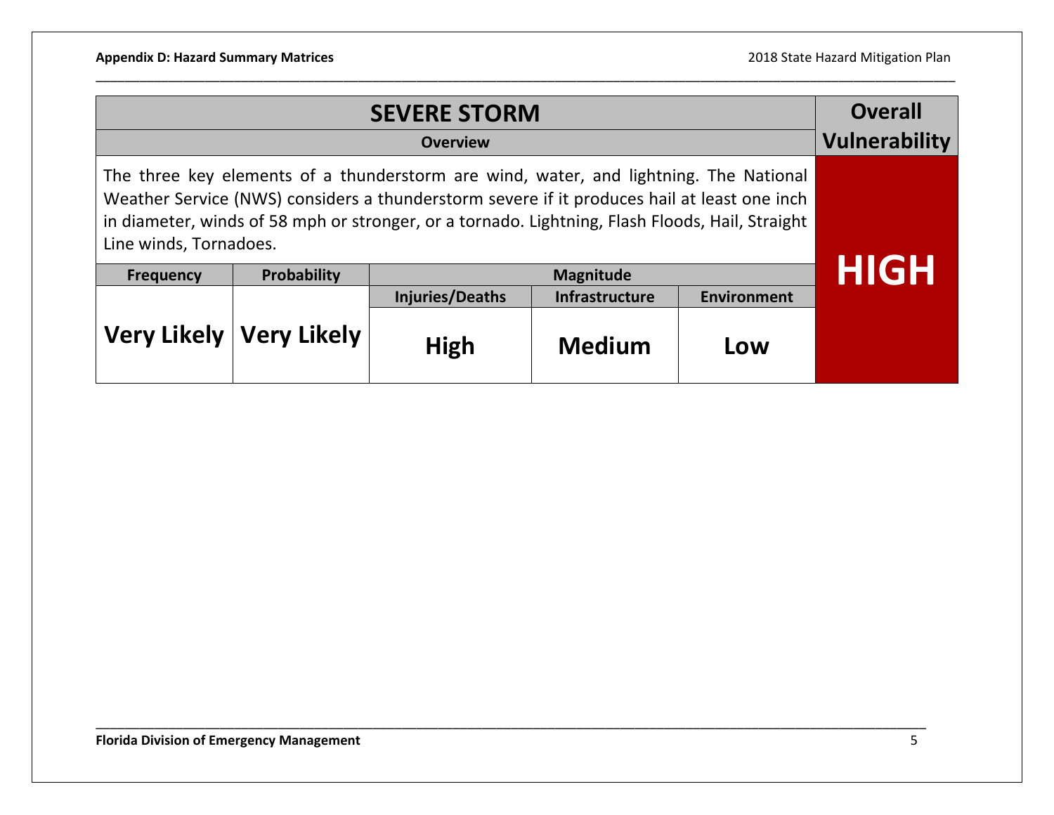| SEVERE STORM | | | | | Overall Vulnerability |
|---|---|---|---|---|---|
| **Overview** | | | | | |
| The three key elements of a thunderstorm are wind, water, and lightning. The National Weather Service (NWS) considers a thunderstorm severe if it produces hail at least one inch in diameter, winds of 58 mph or stronger, or a tornado. Lightning, Flash Floods, Hail, Straight Line winds, Tornadoes. | | | | | **HIGH** |
| **Frequency** | **Probability** | **Magnitude** | | | |
| | | **Injuries/Deaths** | **Infrastructure** | **Environment** | |
| **Very Likely** | **Very Likely** | **High** | **Medium** | **Low** | |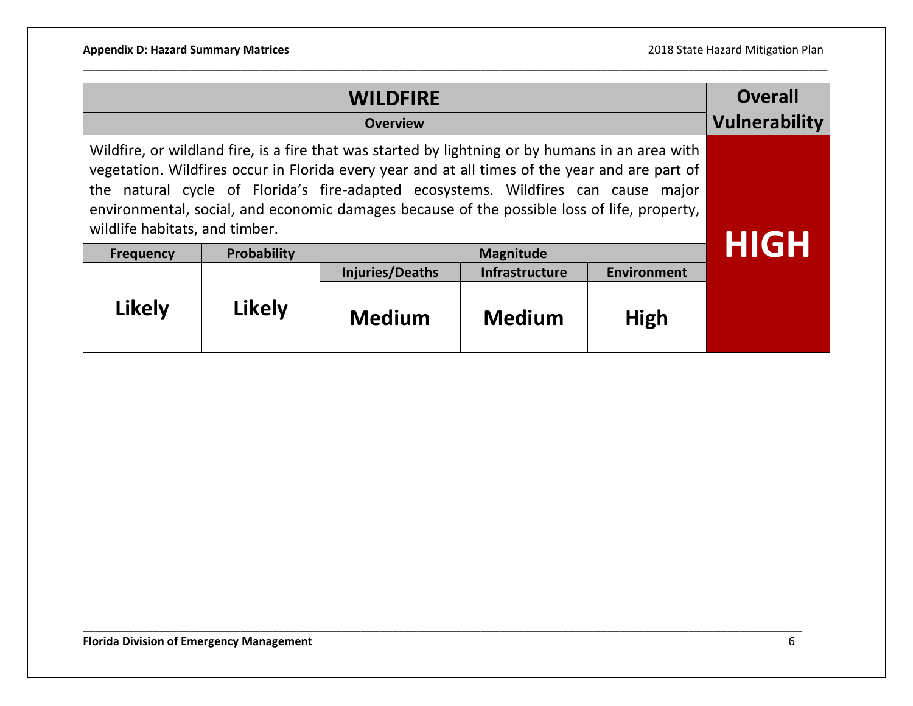| WILDFIRE | | | | | Overall Vulnerability |
|---|---|---|---|---|---|
| **Overview** | | | | | |
| Wildfire, or wildland fire, is a fire that was started by lightning or by humans in an area with vegetation. Wildfires occur in Florida every year and at all times of the year and are part of the natural cycle of Florida's fire-adapted ecosystems. Wildfires can cause major environmental, social, and economic damages because of the possible loss of life, property, wildlife habitats, and timber. | | | | | **HIGH** |
| **Frequency** | **Probability** | **Magnitude** | | | |
| | | **Injuries/Deaths** | **Infrastructure** | **Environment** | |
| **Likely** | **Likely** | **Medium** | **Medium** | **High** | |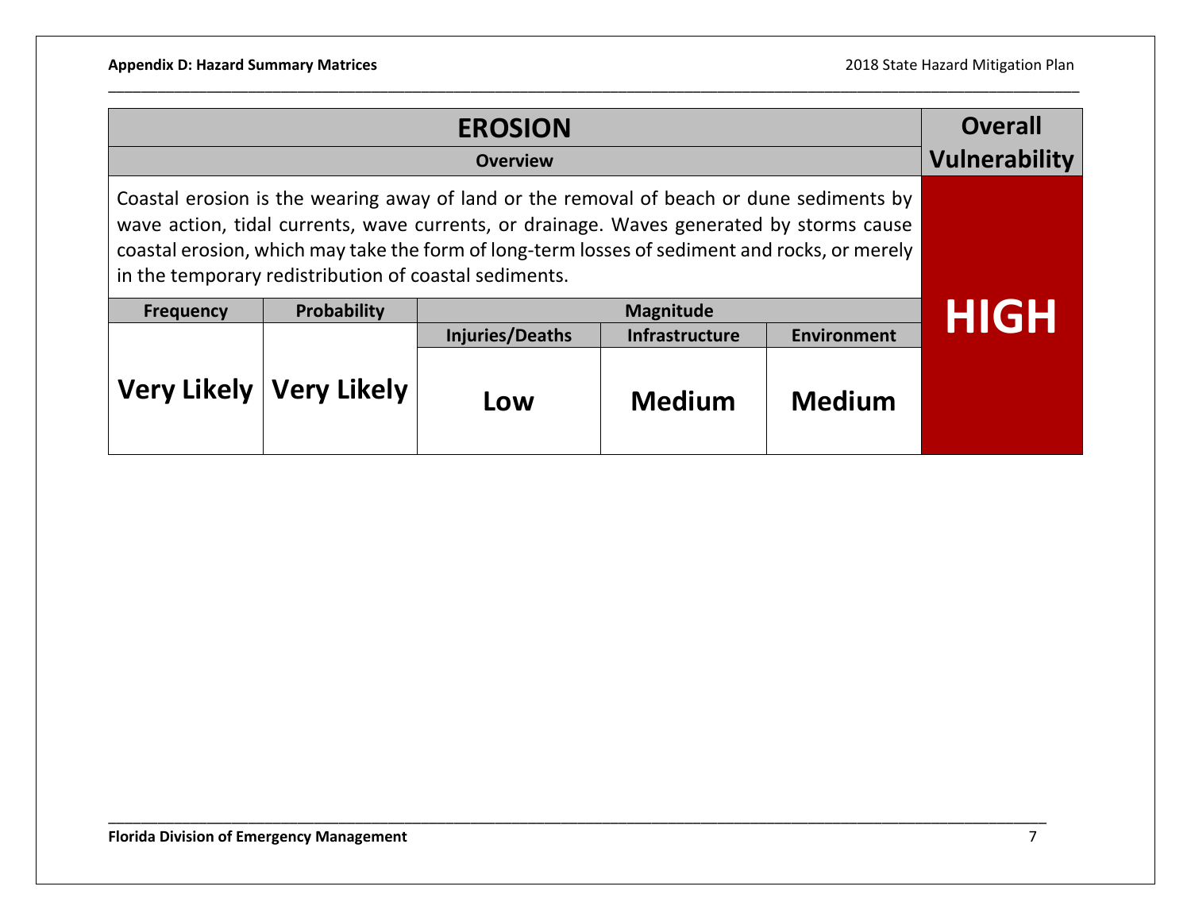| EROSION | | | | | Overall Vulnerability |
|---|---|---|---|---|---|
| **Overview** | | | | | |
| Coastal erosion is the wearing away of land or the removal of beach or dune sediments by wave action, tidal currents, wave currents, or drainage. Waves generated by storms cause coastal erosion, which may take the form of long-term losses of sediment and rocks, or merely in the temporary redistribution of coastal sediments. | | | | | **HIGH** |
| **Frequency** | **Probability** | **Magnitude** | | | |
| | | **Injuries/Deaths** | **Infrastructure** | **Environment** | |
| **Very Likely** | **Very Likely** | **Low** | **Medium** | **Medium** | |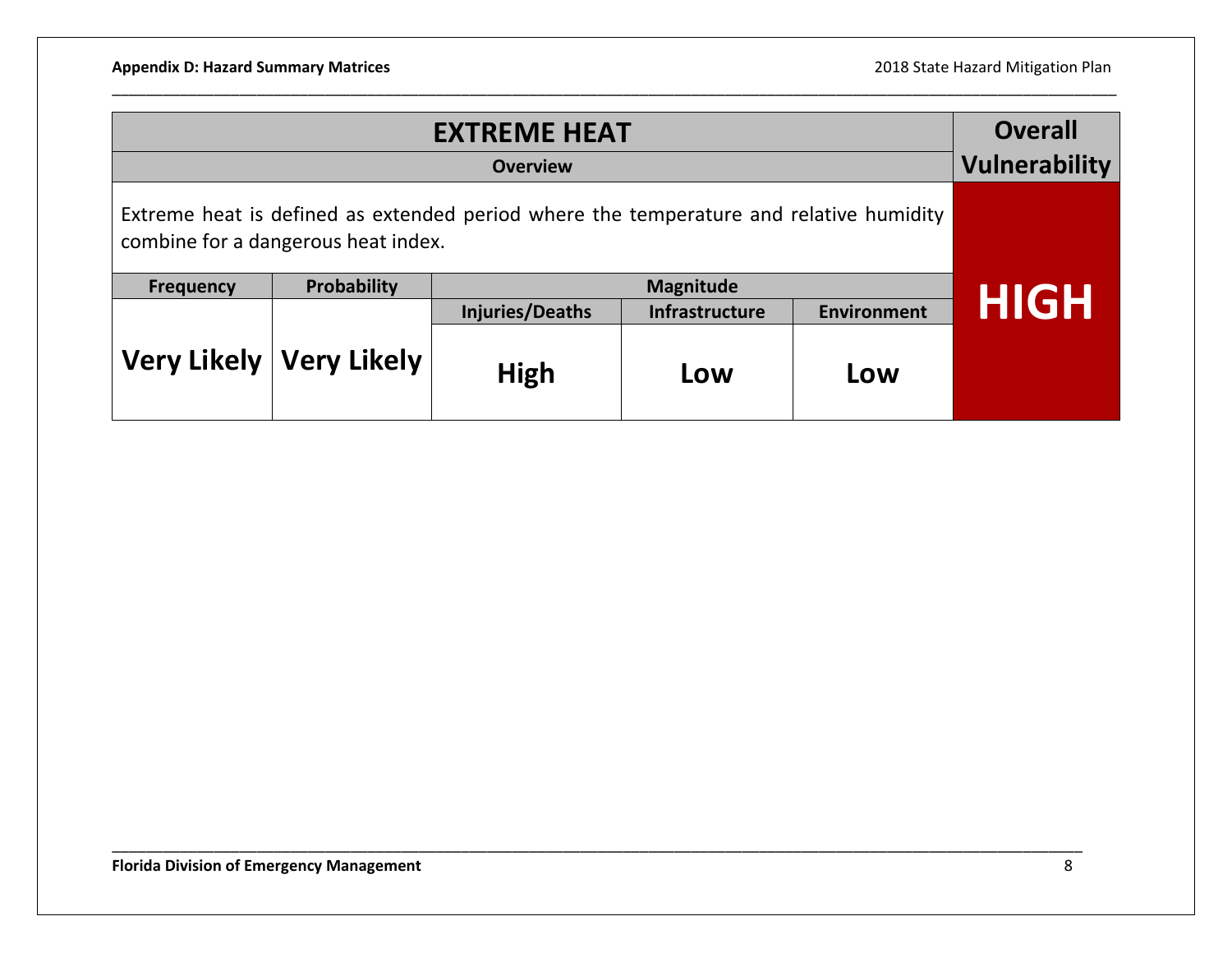| EXTREME HEAT | | | | | Overall Vulnerability |
|---|---|---|---|---|---|
| Overview | | | | | |
| Extreme heat is defined as extended period where the temperature and relative humidity combine for a dangerous heat index. | | | | | HIGH |
| Frequency | Probability | Magnitude | | | |
| | | Injuries/Deaths | Infrastructure | Environment | |
| Very Likely | Very Likely | High | Low | Low | |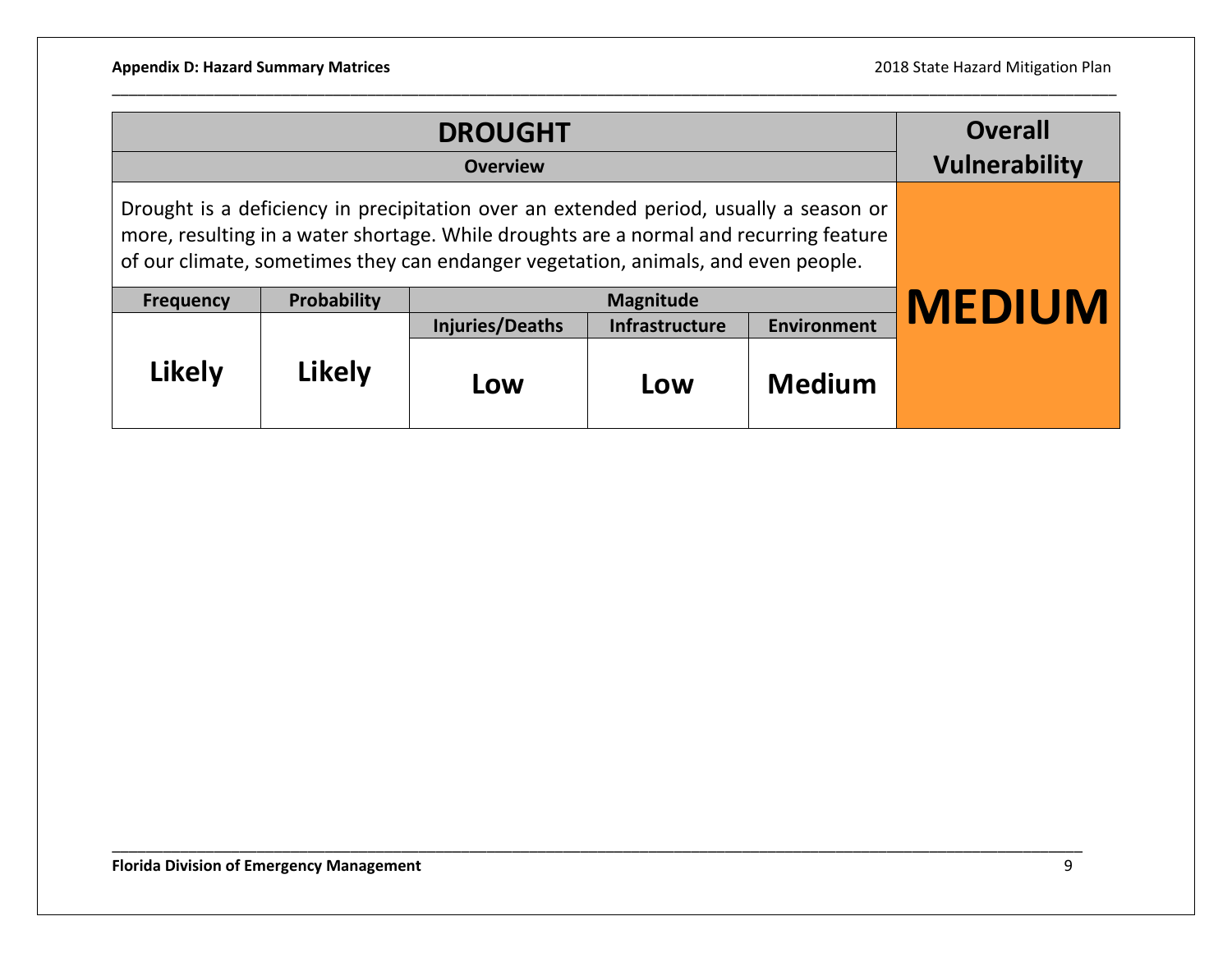| DROUGHT | | | | | Overall Vulnerability |
|---|---|---|---|---|---|
| **Overview** | | | | | |
| Drought is a deficiency in precipitation over an extended period, usually a season or more, resulting in a water shortage. While droughts are a normal and recurring feature of our climate, sometimes they can endanger vegetation, animals, and even people. | | | | | **MEDIUM** |
| **Frequency** | **Probability** | **Magnitude** | | | |
| | | **Injuries/Deaths** | **Infrastructure** | **Environment** | |
| **Likely** | **Likely** | **Low** | **Low** | **Medium** | |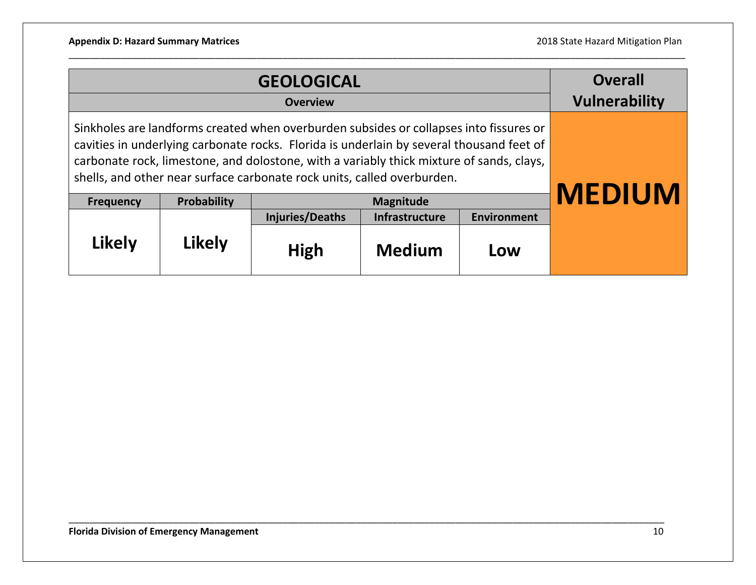| GEOLOGICAL | | | | | Overall Vulnerability |
|---|---|---|---|---|---|
| **Overview** | | | | | |
| Sinkholes are landforms created when overburden subsides or collapses into fissures or cavities in underlying carbonate rocks. Florida is underlain by several thousand feet of carbonate rock, limestone, and dolostone, with a variably thick mixture of sands, clays, shells, and other near surface carbonate rock units, called overburden. | | | | | **MEDIUM** |
| **Frequency** | **Probability** | **Magnitude** | | | |
| | | **Injuries/Deaths** | **Infrastructure** | **Environment** | |
| **Likely** | **Likely** | **High** | **Medium** | **Low** | |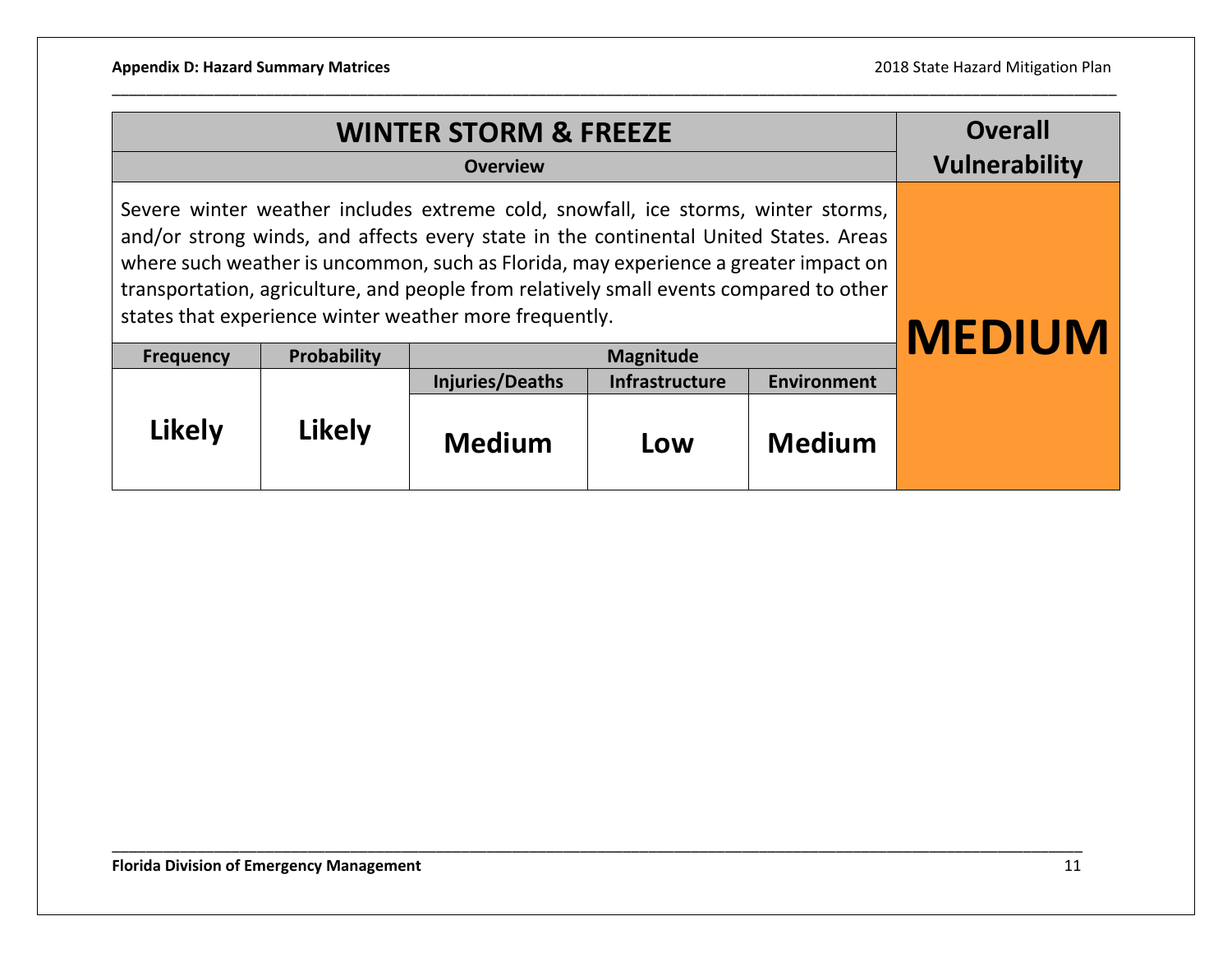| WINTER STORM & FREEZE | | | | | Overall Vulnerability |
|---|---|---|---|---|---|
| **Overview** | | | | | |
| Severe winter weather includes extreme cold, snowfall, ice storms, winter storms, and/or strong winds, and affects every state in the continental United States. Areas where such weather is uncommon, such as Florida, may experience a greater impact on transportation, agriculture, and people from relatively small events compared to other states that experience winter weather more frequently. | | | | | **MEDIUM** |
| **Frequency** | **Probability** | **Magnitude** | | | |
| | | **Injuries/Deaths** | **Infrastructure** | **Environment** | |
| **Likely** | **Likely** | **Medium** | **Low** | **Medium** | |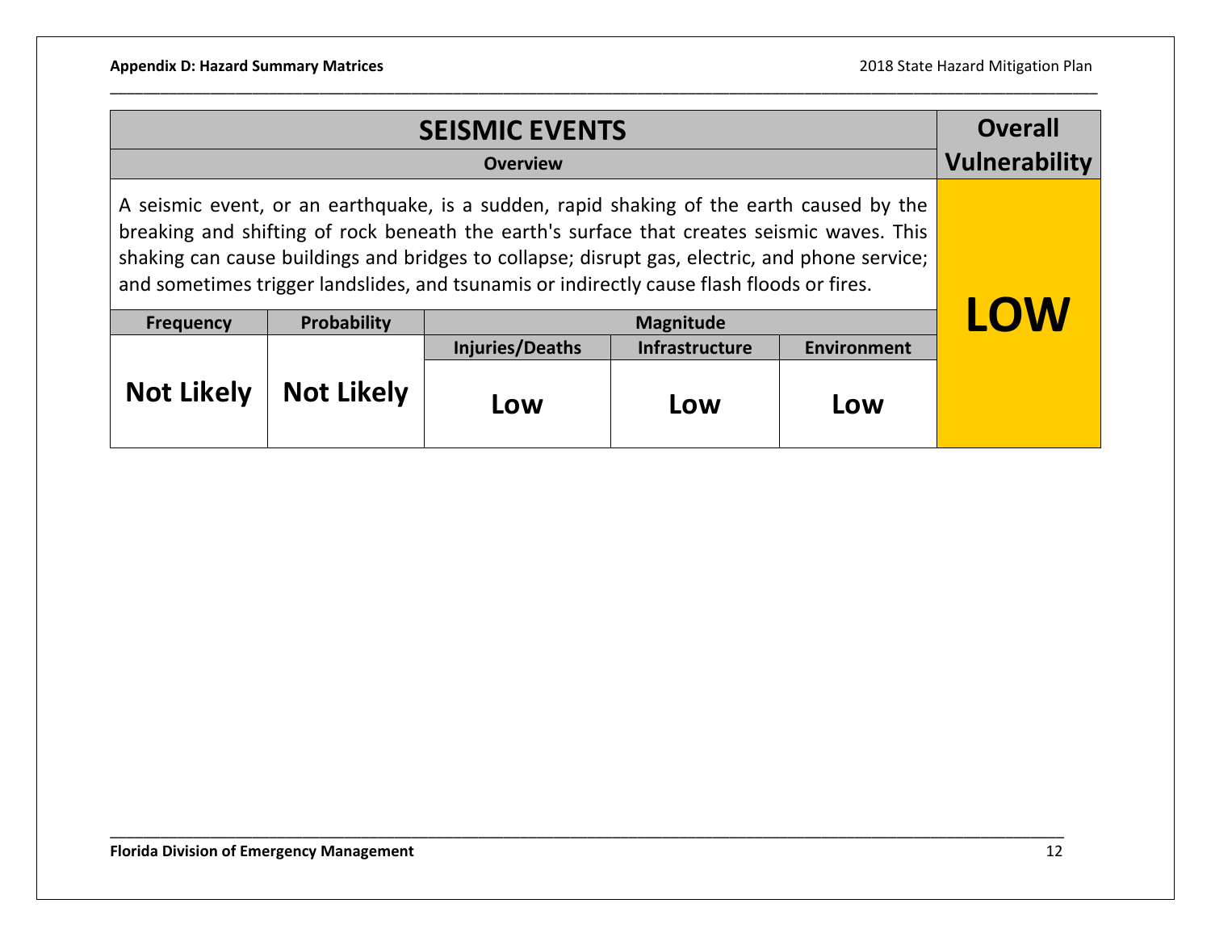| SEISMIC EVENTS | | | | | Overall Vulnerability |
|---|---|---|---|---|---|
| **Overview** | | | | | |
| A seismic event, or an earthquake, is a sudden, rapid shaking of the earth caused by the breaking and shifting of rock beneath the earth's surface that creates seismic waves. This shaking can cause buildings and bridges to collapse; disrupt gas, electric, and phone service; and sometimes trigger landslides, and tsunamis or indirectly cause flash floods or fires. | | | | | **LOW** |
| **Frequency** | **Probability** | **Magnitude** | | | |
| | | **Injuries/Deaths** | **Infrastructure** | **Environment** | |
| **Not Likely** | **Not Likely** | **Low** | **Low** | **Low** | |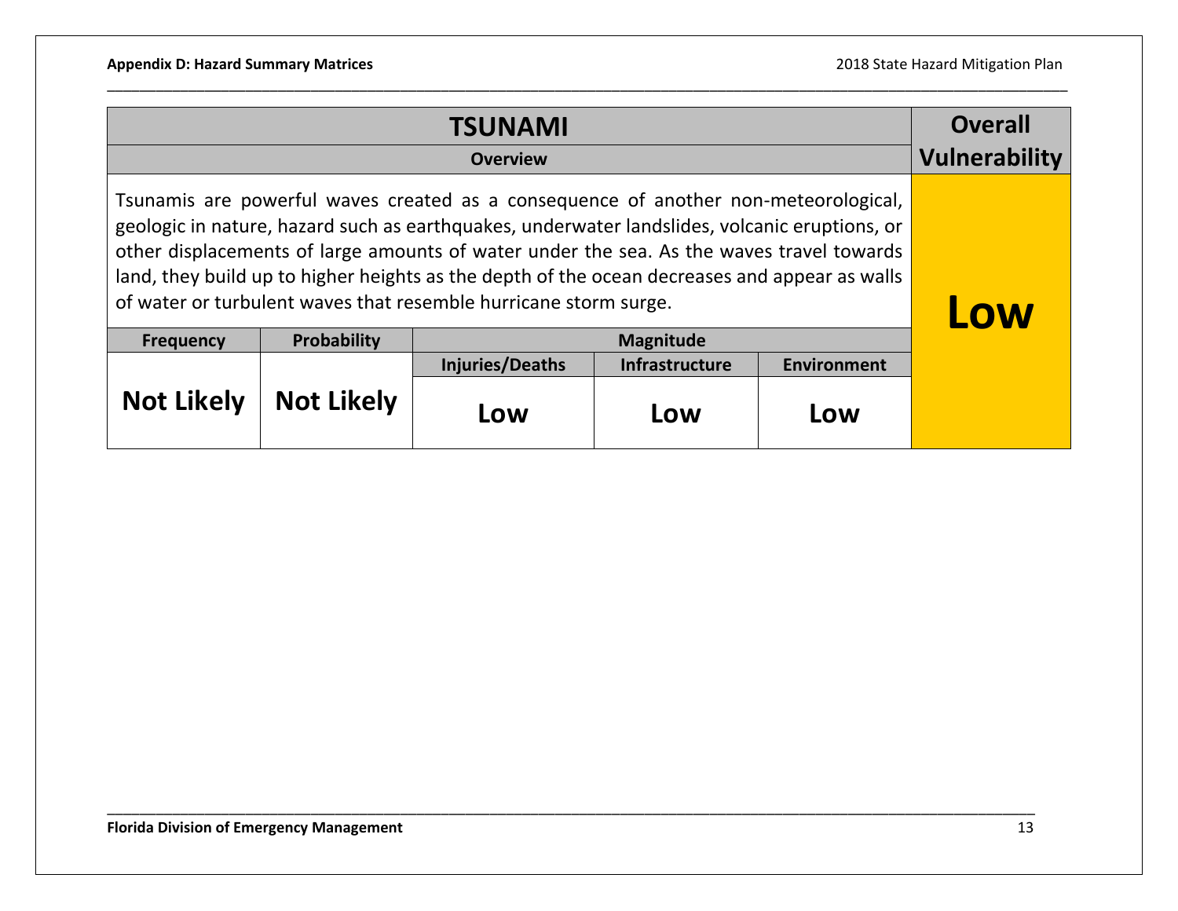| TSUNAMI | | | | | Overall Vulnerability |
|---|---|---|---|---|---|
| **Overview** | | | | | |
| Tsunamis are powerful waves created as a consequence of another non-meteorological, geologic in nature, hazard such as earthquakes, underwater landslides, volcanic eruptions, or other displacements of large amounts of water under the sea. As the waves travel towards land, they build up to higher heights as the depth of the ocean decreases and appear as walls of water or turbulent waves that resemble hurricane storm surge. | | | | | **Low** |
| **Frequency** | **Probability** | **Magnitude** | | | |
| | | **Injuries/Deaths** | **Infrastructure** | **Environment** | |
| **Not Likely** | **Not Likely** | **Low** | **Low** | **Low** | |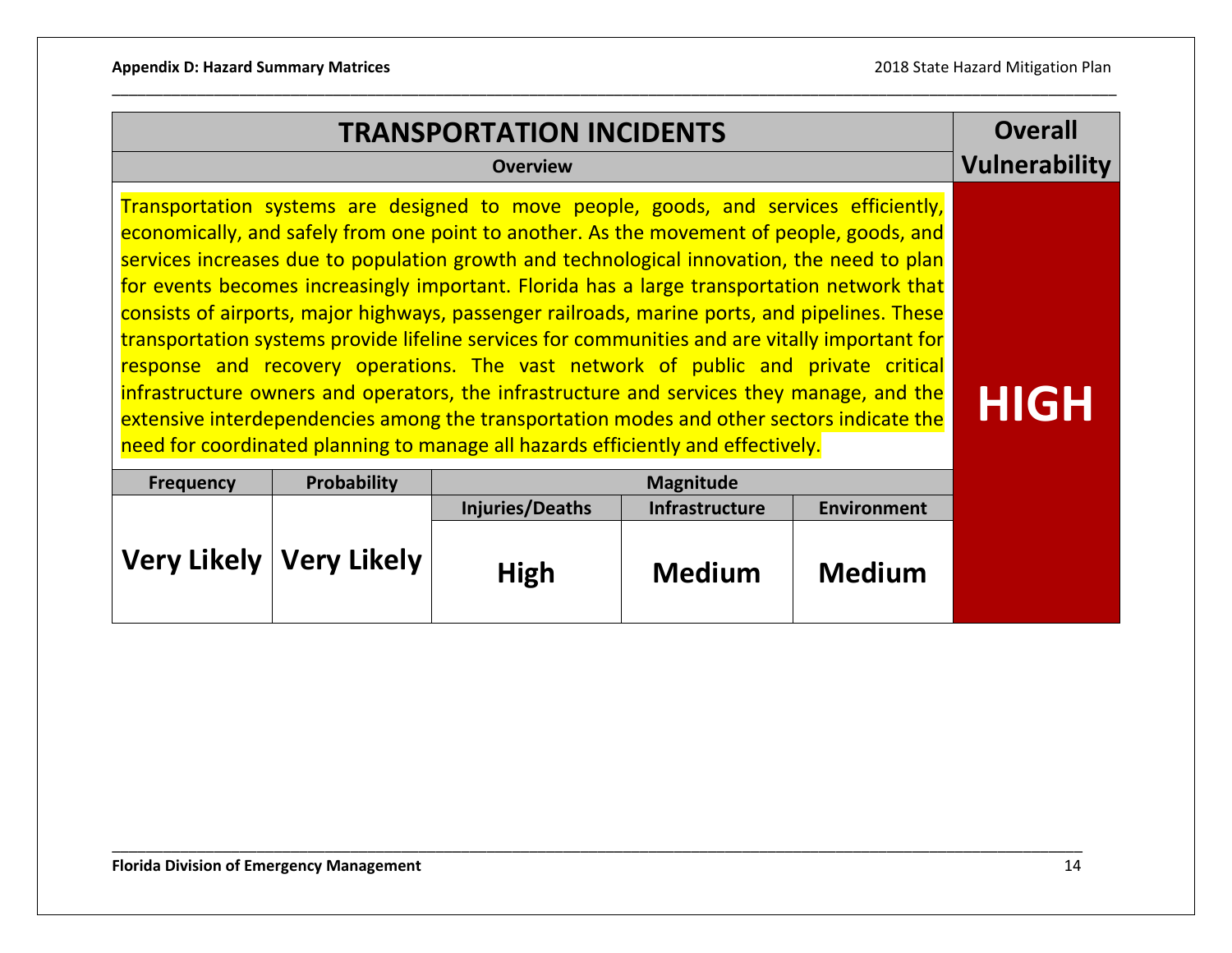## TRANSPORTATION INCIDENTS

### Overview

Transportation systems are designed to move people, goods, and services efficiently, economically, and safely from one point to another. As the movement of people, goods, and services increases due to population growth and technological innovation, the need to plan for events becomes increasingly important. Florida has a large transportation network that consists of airports, major highways, passenger railroads, marine ports, and pipelines. These transportation systems provide lifeline services for communities and are vitally important for response and recovery operations. The vast network of public and private critical infrastructure owners and operators, the infrastructure and services they manage, and the extensive interdependencies among the transportation modes and other sectors indicate the need for coordinated planning to manage all hazards efficiently and effectively.

| Frequency | Probability | Magnitude | | | Overall Vulnerability |
|---|---|---|---|---|---|
| | | Injuries/Deaths | Infrastructure | Environment | |
| **Very Likely** | **Very Likely** | **High** | **Medium** | **Medium** | **HIGH** |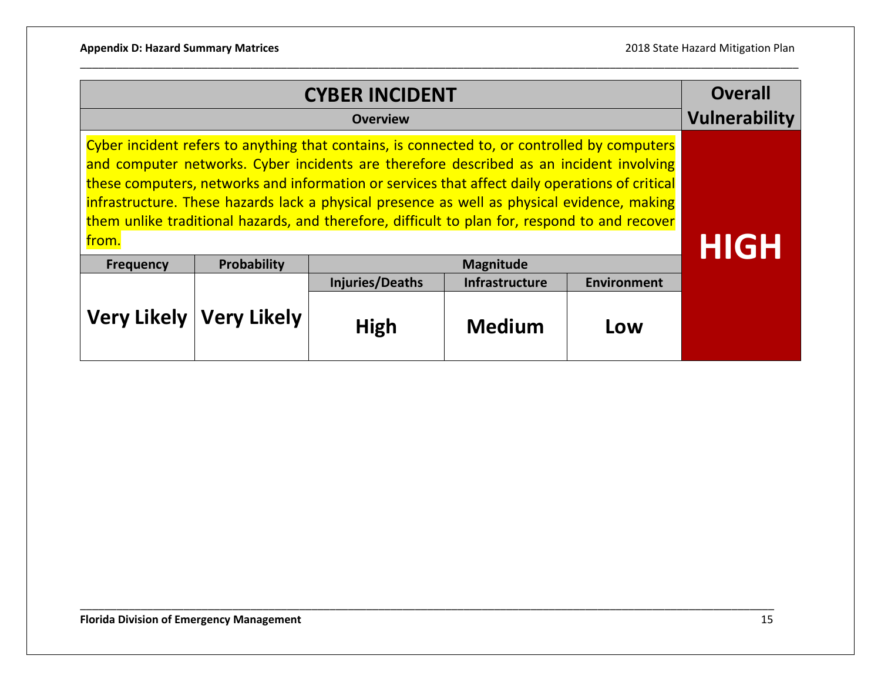| CYBER INCIDENT | | | | | Overall Vulnerability |
|---|---|---|---|---|---|
| Overview | | | | | |
| Cyber incident refers to anything that contains, is connected to, or controlled by computers and computer networks. Cyber incidents are therefore described as an incident involving these computers, networks and information or services that affect daily operations of critical infrastructure. These hazards lack a physical presence as well as physical evidence, making them unlike traditional hazards, and therefore, difficult to plan for, respond to and recover from. | | | | | HIGH |
| Frequency | Probability | Magnitude | | | |
| | | Injuries/Deaths | Infrastructure | Environment | |
| Very Likely | Very Likely | High | Medium | Low | |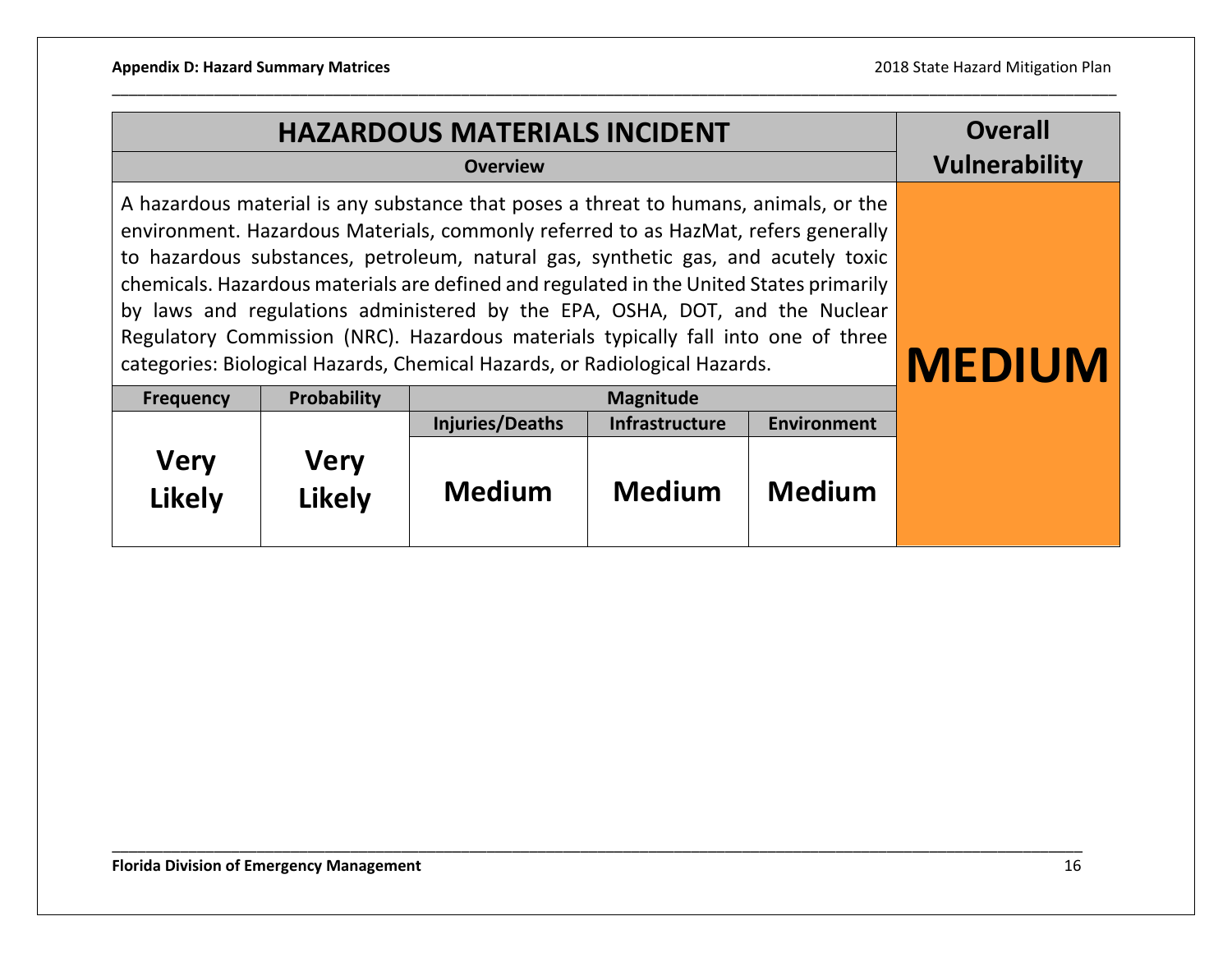| HAZARDOUS MATERIALS INCIDENT | | | | | Overall Vulnerability |
|---|---|---|---|---|---|
| **Overview** | | | | | |
| A hazardous material is any substance that poses a threat to humans, animals, or the environment. Hazardous Materials, commonly referred to as HazMat, refers generally to hazardous substances, petroleum, natural gas, synthetic gas, and acutely toxic chemicals. Hazardous materials are defined and regulated in the United States primarily by laws and regulations administered by the EPA, OSHA, DOT, and the Nuclear Regulatory Commission (NRC). Hazardous materials typically fall into one of three categories: Biological Hazards, Chemical Hazards, or Radiological Hazards. | | | | | **MEDIUM** |
| **Frequency** | **Probability** | **Magnitude** | | | |
| | | **Injuries/Deaths** | **Infrastructure** | **Environment** | |
| **Very Likely** | **Very Likely** | **Medium** | **Medium** | **Medium** | |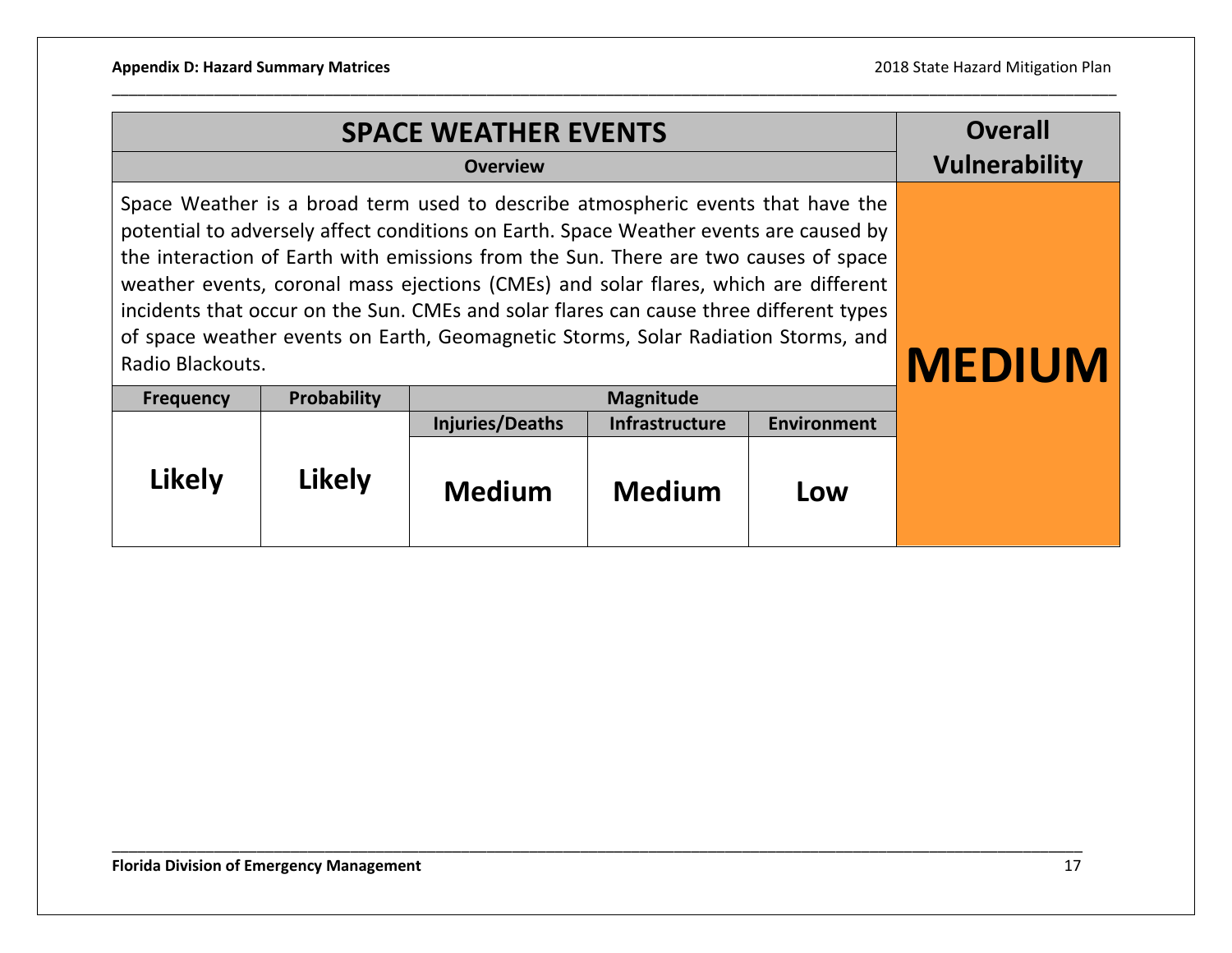| SPACE WEATHER EVENTS | | | | | Overall Vulnerability |
|---|---|---|---|---|---|
| **Overview** | | | | | |
| Space Weather is a broad term used to describe atmospheric events that have the potential to adversely affect conditions on Earth. Space Weather events are caused by the interaction of Earth with emissions from the Sun. There are two causes of space weather events, coronal mass ejections (CMEs) and solar flares, which are different incidents that occur on the Sun. CMEs and solar flares can cause three different types of space weather events on Earth, Geomagnetic Storms, Solar Radiation Storms, and Radio Blackouts. | | | | | **MEDIUM** |
| **Frequency** | **Probability** | **Magnitude** | | | |
| | | **Injuries/Deaths** | **Infrastructure** | **Environment** | |
| **Likely** | **Likely** | **Medium** | **Medium** | **Low** | |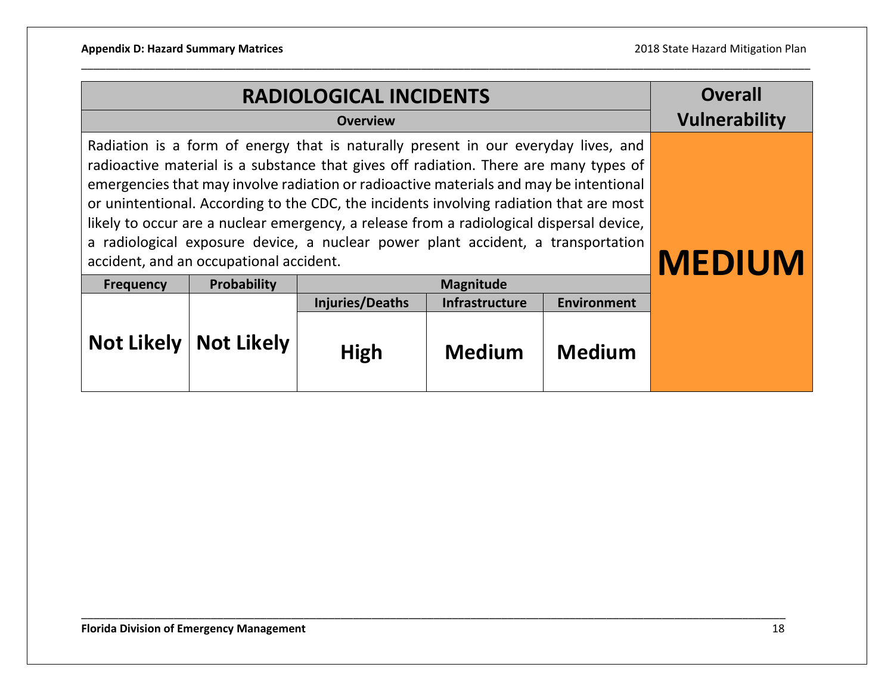| RADIOLOGICAL INCIDENTS | | | | | Overall Vulnerability |
|---|---|---|---|---|---|
| **Overview** | | | | | |
| Radiation is a form of energy that is naturally present in our everyday lives, and radioactive material is a substance that gives off radiation. There are many types of emergencies that may involve radiation or radioactive materials and may be intentional or unintentional. According to the CDC, the incidents involving radiation that are most likely to occur are a nuclear emergency, a release from a radiological dispersal device, a radiological exposure device, a nuclear power plant accident, a transportation accident, and an occupational accident. | | | | | **MEDIUM** |
| **Frequency** | **Probability** | **Magnitude** | | | |
| | | **Injuries/Deaths** | **Infrastructure** | **Environment** | |
| **Not Likely** | **Not Likely** | **High** | **Medium** | **Medium** | |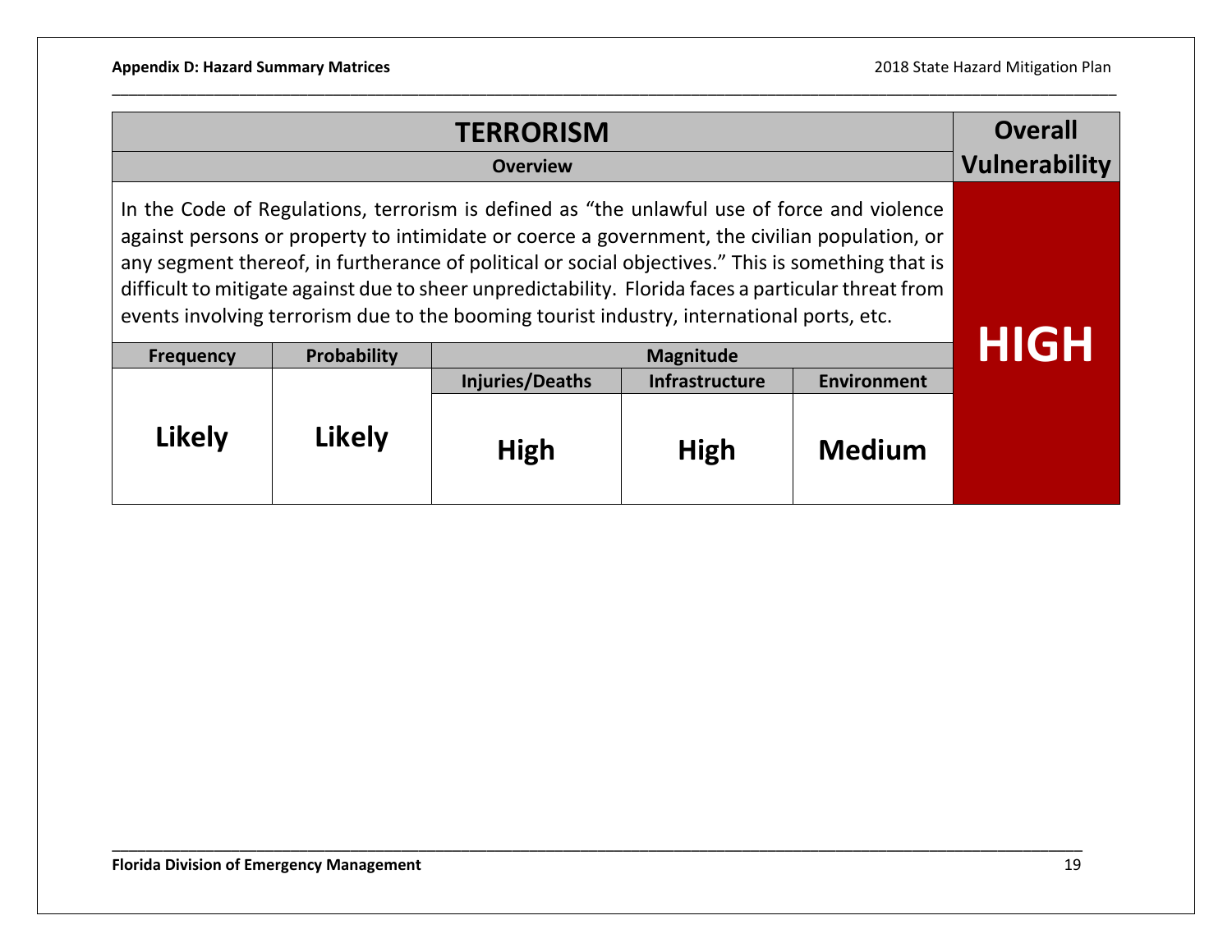| TERRORISM | | | | | Overall Vulnerability |
| --- | --- | --- | --- | --- | --- |
| Overview | | | | | |
| In the Code of Regulations, terrorism is defined as "the unlawful use of force and violence against persons or property to intimidate or coerce a government, the civilian population, or any segment thereof, in furtherance of political or social objectives." This is something that is difficult to mitigate against due to sheer unpredictability. Florida faces a particular threat from events involving terrorism due to the booming tourist industry, international ports, etc. | | | | | **HIGH** |
| **Frequency** | **Probability** | **Magnitude** | | | |
| | | **Injuries/Deaths** | **Infrastructure** | **Environment** | |
| **Likely** | **Likely** | **High** | **High** | **Medium** | |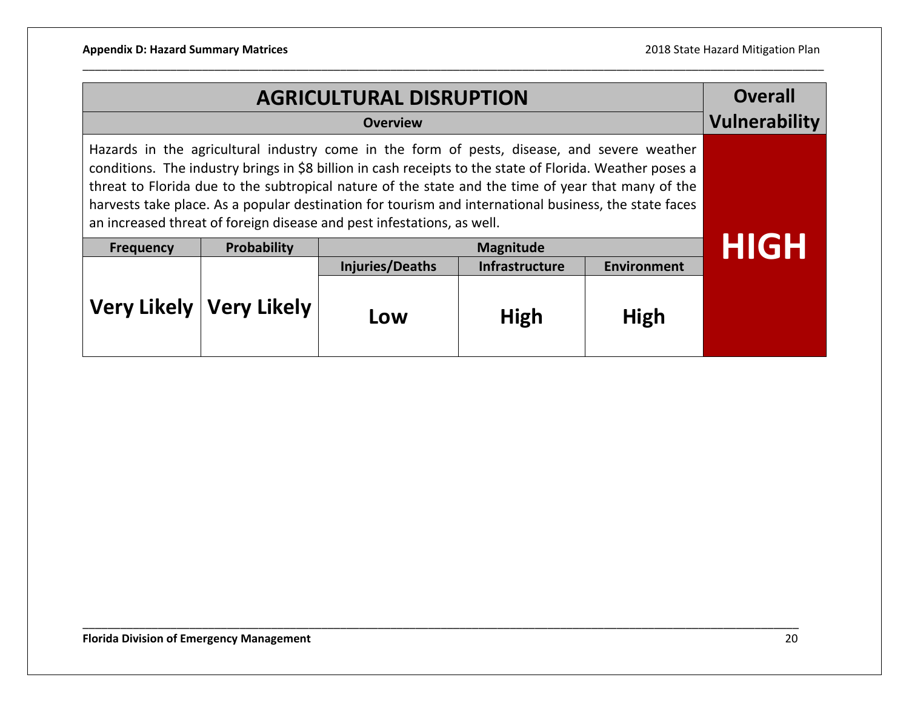| AGRICULTURAL DISRUPTION | | | | | Overall Vulnerability |
|---|---|---|---|---|---|
| Overview | | | | | |
| Hazards in the agricultural industry come in the form of pests, disease, and severe weather conditions. The industry brings in $8 billion in cash receipts to the state of Florida. Weather poses a threat to Florida due to the subtropical nature of the state and the time of year that many of the harvests take place. As a popular destination for tourism and international business, the state faces an increased threat of foreign disease and pest infestations, as well. | | | | | HIGH |
| Frequency | Probability | Magnitude | | | |
| | | Injuries/Deaths | Infrastructure | Environment | |
| Very Likely | Very Likely | Low | High | High | |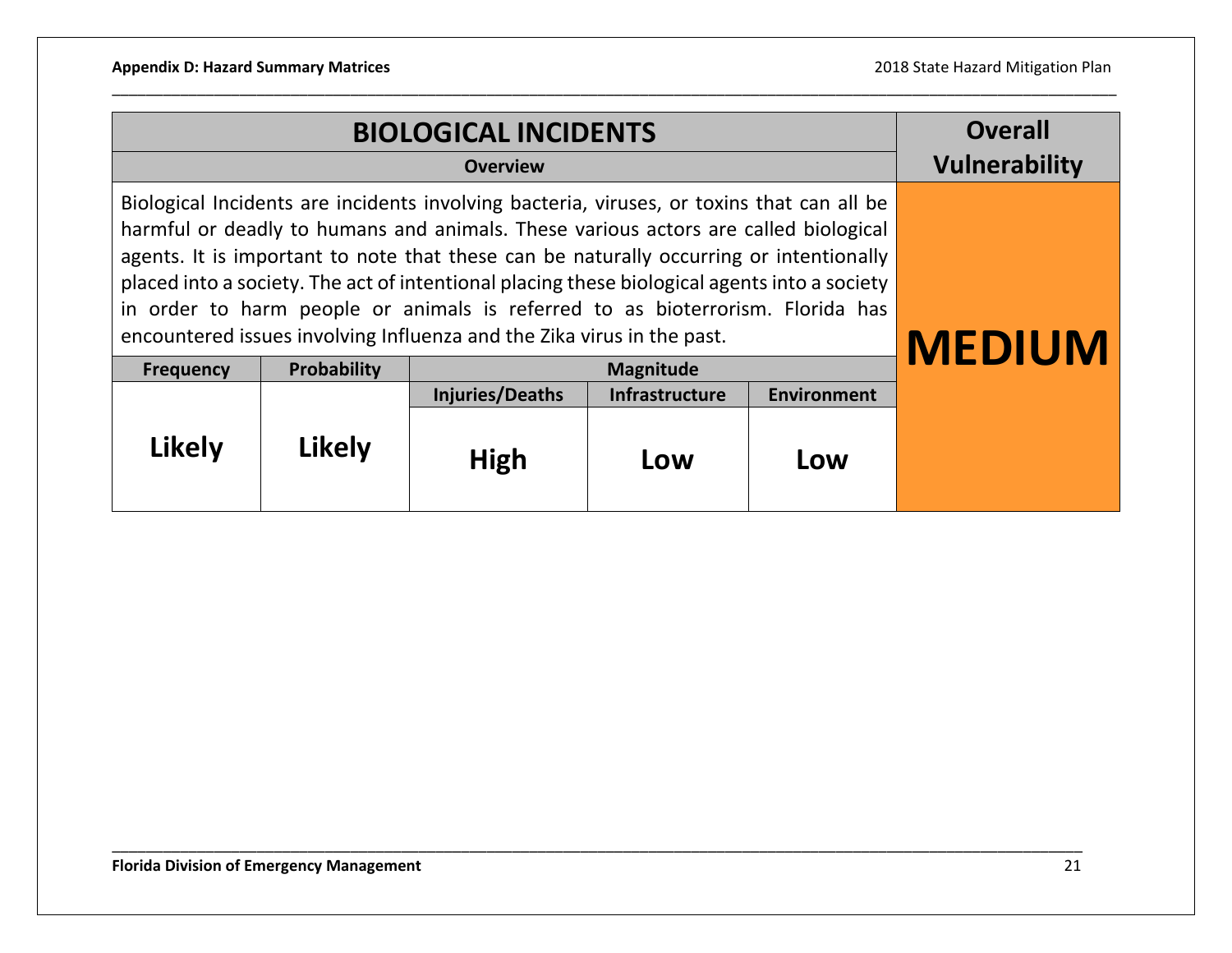| BIOLOGICAL INCIDENTS | | | | | Overall Vulnerability |
|---|---|---|---|---|---|
| **Overview** | | | | | |
| Biological Incidents are incidents involving bacteria, viruses, or toxins that can all be harmful or deadly to humans and animals. These various actors are called biological agents. It is important to note that these can be naturally occurring or intentionally placed into a society. The act of intentional placing these biological agents into a society in order to harm people or animals is referred to as bioterrorism. Florida has encountered issues involving Influenza and the Zika virus in the past. | | | | | **MEDIUM** |
| **Frequency** | **Probability** | **Magnitude** | | | |
| | | **Injuries/Deaths** | **Infrastructure** | **Environment** | |
| **Likely** | **Likely** | **High** | **Low** | **Low** | |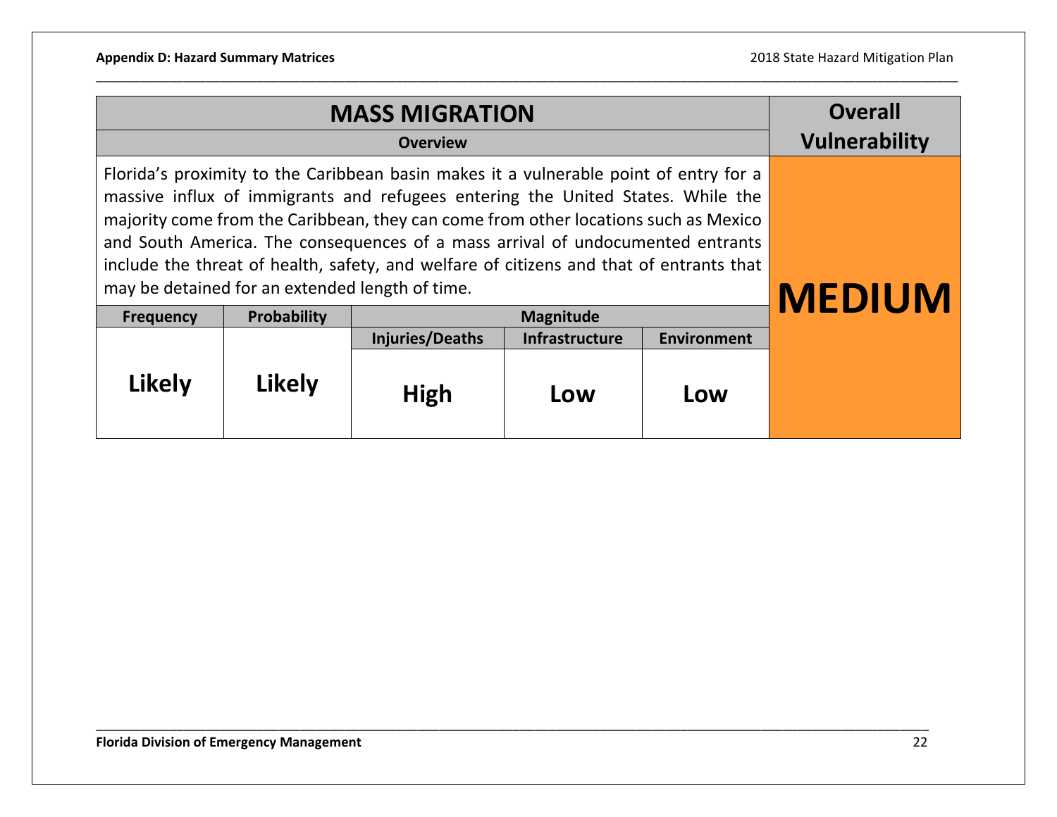| MASS MIGRATION | | | | | Overall Vulnerability |
|---|---|---|---|---|---|
| **Overview** | | | | | |
| Florida's proximity to the Caribbean basin makes it a vulnerable point of entry for a massive influx of immigrants and refugees entering the United States. While the majority come from the Caribbean, they can come from other locations such as Mexico and South America. The consequences of a mass arrival of undocumented entrants include the threat of health, safety, and welfare of citizens and that of entrants that may be detained for an extended length of time. | | | | | **MEDIUM** |
| **Frequency** | **Probability** | **Magnitude** | | | |
| | | **Injuries/Deaths** | **Infrastructure** | **Environment** | |
| **Likely** | **Likely** | **High** | **Low** | **Low** | |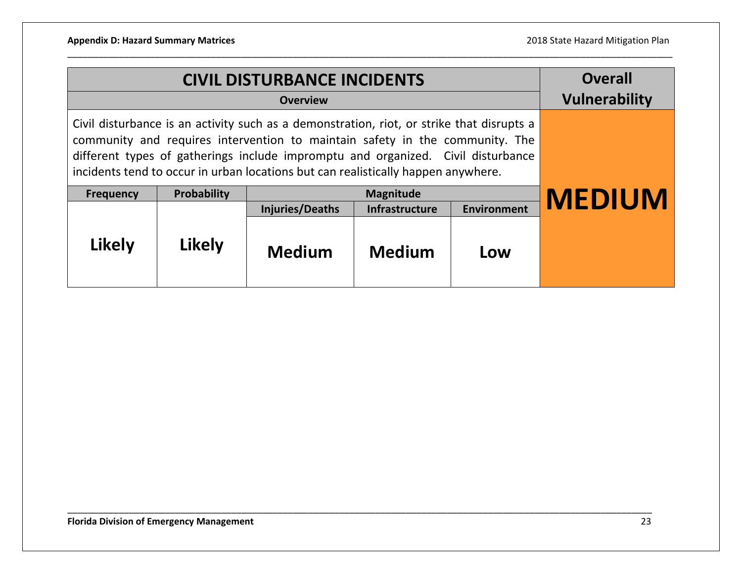| CIVIL DISTURBANCE INCIDENTS | | | | | Overall Vulnerability |
|---|---|---|---|---|---|
| Overview | | | | | |
| Civil disturbance is an activity such as a demonstration, riot, or strike that disrupts a community and requires intervention to maintain safety in the community. The different types of gatherings include impromptu and organized. Civil disturbance incidents tend to occur in urban locations but can realistically happen anywhere. | | | | | **MEDIUM** |
| **Frequency** | **Probability** | **Magnitude** | | | |
| | | **Injuries/Deaths** | **Infrastructure** | **Environment** | |
| **Likely** | **Likely** | **Medium** | **Medium** | **Low** | |